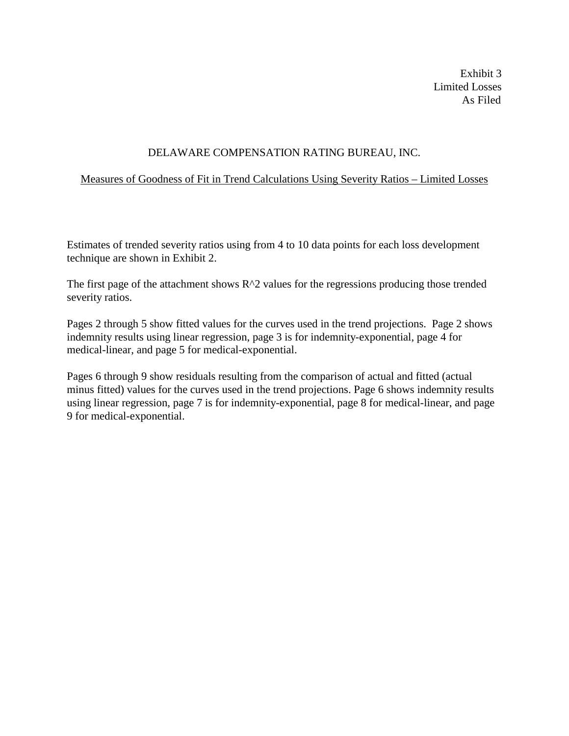Exhibit 3
Limited Losses
As Filed

# DELAWARE COMPENSATION RATING BUREAU, INC.

## Measures of Goodness of Fit in Trend Calculations Using Severity Ratios – Limited Losses

Estimates of trended severity ratios using from 4 to 10 data points for each loss development technique are shown in Exhibit 2.

The first page of the attachment shows $R^2$ values for the regressions producing those trended severity ratios.

Pages 2 through 5 show fitted values for the curves used in the trend projections. Page 2 shows indemnity results using linear regression, page 3 is for indemnity-exponential, page 4 for medical-linear, and page 5 for medical-exponential.

Pages 6 through 9 show residuals resulting from the comparison of actual and fitted (actual minus fitted) values for the curves used in the trend projections. Page 6 shows indemnity results using linear regression, page 7 is for indemnity-exponential, page 8 for medical-linear, and page 9 for medical-exponential.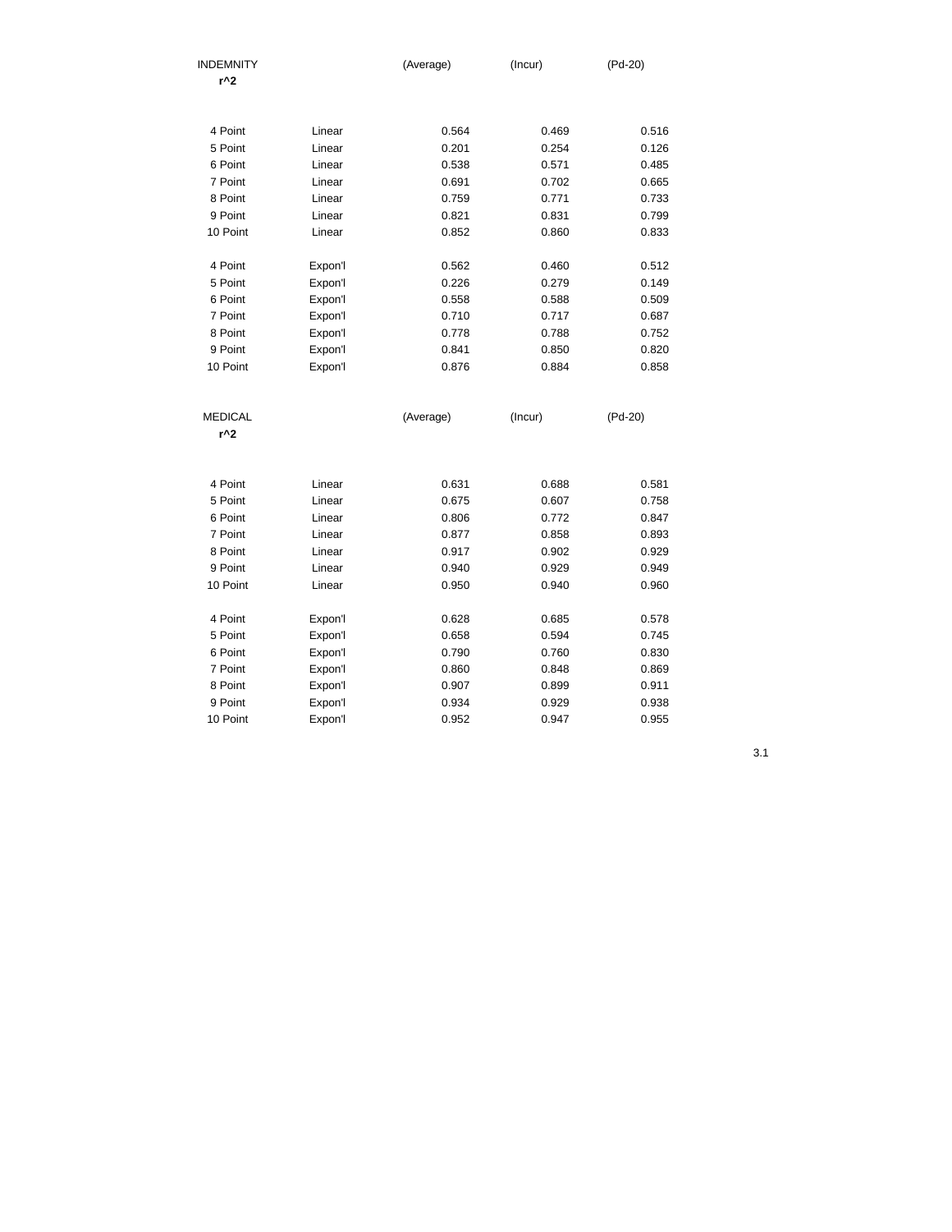| INDEMNITY $r^2$ | | (Average) | (Incur) | (Pd-20) |
|---|---|---|---|---|
| 4 Point | Linear | 0.564 | 0.469 | 0.516 |
| 5 Point | Linear | 0.201 | 0.254 | 0.126 |
| 6 Point | Linear | 0.538 | 0.571 | 0.485 |
| 7 Point | Linear | 0.691 | 0.702 | 0.665 |
| 8 Point | Linear | 0.759 | 0.771 | 0.733 |
| 9 Point | Linear | 0.821 | 0.831 | 0.799 |
| 10 Point | Linear | 0.852 | 0.860 | 0.833 |
| | | | | |
| 4 Point | Expon'l | 0.562 | 0.460 | 0.512 |
| 5 Point | Expon'l | 0.226 | 0.279 | 0.149 |
| 6 Point | Expon'l | 0.558 | 0.588 | 0.509 |
| 7 Point | Expon'l | 0.710 | 0.717 | 0.687 |
| 8 Point | Expon'l | 0.778 | 0.788 | 0.752 |
| 9 Point | Expon'l | 0.841 | 0.850 | 0.820 |
| 10 Point | Expon'l | 0.876 | 0.884 | 0.858 |

| MEDICAL $r^2$ | | (Average) | (Incur) | (Pd-20) |
|---|---|---|---|---|
| 4 Point | Linear | 0.631 | 0.688 | 0.581 |
| 5 Point | Linear | 0.675 | 0.607 | 0.758 |
| 6 Point | Linear | 0.806 | 0.772 | 0.847 |
| 7 Point | Linear | 0.877 | 0.858 | 0.893 |
| 8 Point | Linear | 0.917 | 0.902 | 0.929 |
| 9 Point | Linear | 0.940 | 0.929 | 0.949 |
| 10 Point | Linear | 0.950 | 0.940 | 0.960 |
| | | | | |
| 4 Point | Expon'l | 0.628 | 0.685 | 0.578 |
| 5 Point | Expon'l | 0.658 | 0.594 | 0.745 |
| 6 Point | Expon'l | 0.790 | 0.760 | 0.830 |
| 7 Point | Expon'l | 0.860 | 0.848 | 0.869 |
| 8 Point | Expon'l | 0.907 | 0.899 | 0.911 |
| 9 Point | Expon'l | 0.934 | 0.929 | 0.938 |
| 10 Point | Expon'l | 0.952 | 0.947 | 0.955 |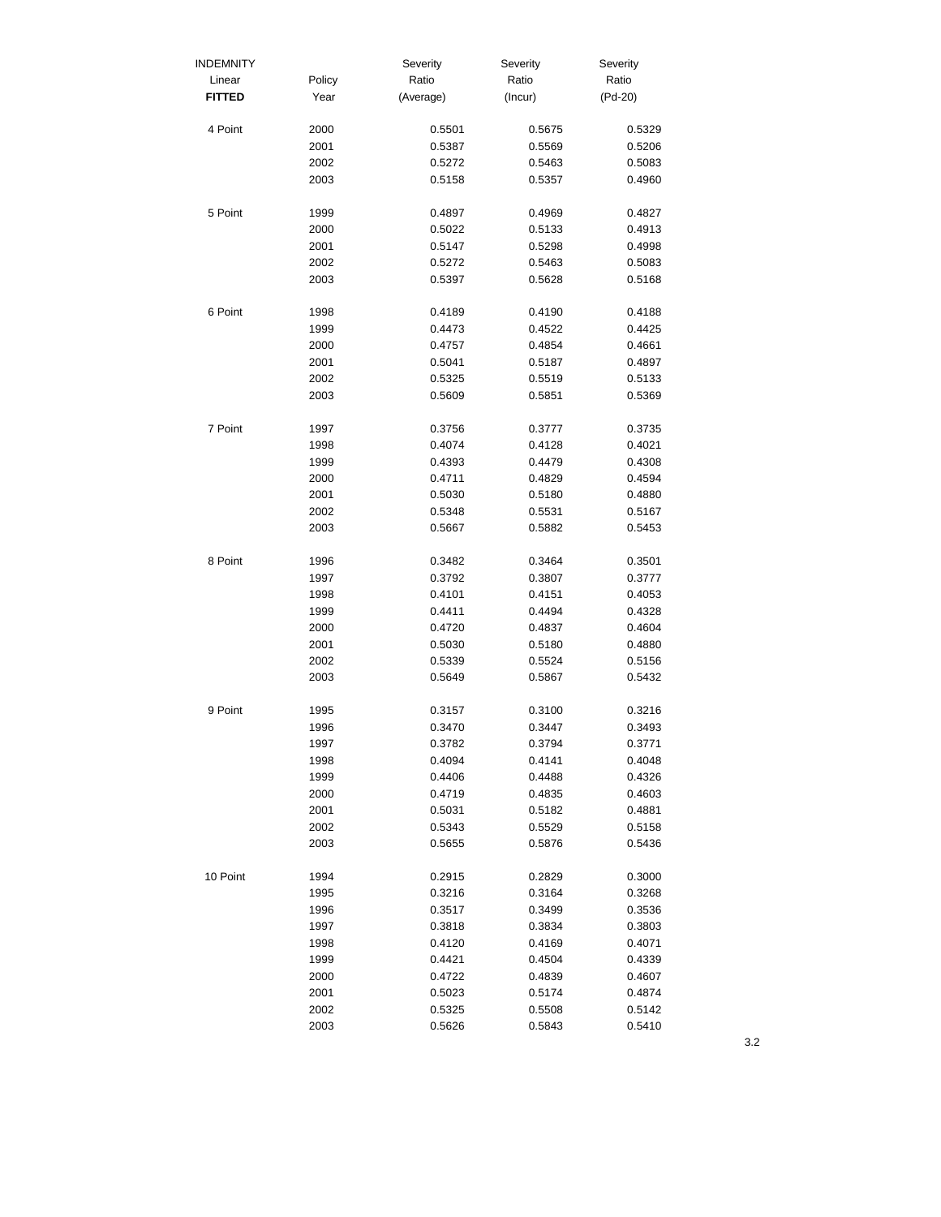| INDEMNITY Linear **FITTED** | Policy Year | Severity Ratio (Average) | Severity Ratio (Incur) | Severity Ratio (Pd-20) |
|---|---|---|---|---|
| 4 Point | 2000 | 0.5501 | 0.5675 | 0.5329 |
| | 2001 | 0.5387 | 0.5569 | 0.5206 |
| | 2002 | 0.5272 | 0.5463 | 0.5083 |
| | 2003 | 0.5158 | 0.5357 | 0.4960 |
| 5 Point | 1999 | 0.4897 | 0.4969 | 0.4827 |
| | 2000 | 0.5022 | 0.5133 | 0.4913 |
| | 2001 | 0.5147 | 0.5298 | 0.4998 |
| | 2002 | 0.5272 | 0.5463 | 0.5083 |
| | 2003 | 0.5397 | 0.5628 | 0.5168 |
| 6 Point | 1998 | 0.4189 | 0.4190 | 0.4188 |
| | 1999 | 0.4473 | 0.4522 | 0.4425 |
| | 2000 | 0.4757 | 0.4854 | 0.4661 |
| | 2001 | 0.5041 | 0.5187 | 0.4897 |
| | 2002 | 0.5325 | 0.5519 | 0.5133 |
| | 2003 | 0.5609 | 0.5851 | 0.5369 |
| 7 Point | 1997 | 0.3756 | 0.3777 | 0.3735 |
| | 1998 | 0.4074 | 0.4128 | 0.4021 |
| | 1999 | 0.4393 | 0.4479 | 0.4308 |
| | 2000 | 0.4711 | 0.4829 | 0.4594 |
| | 2001 | 0.5030 | 0.5180 | 0.4880 |
| | 2002 | 0.5348 | 0.5531 | 0.5167 |
| | 2003 | 0.5667 | 0.5882 | 0.5453 |
| 8 Point | 1996 | 0.3482 | 0.3464 | 0.3501 |
| | 1997 | 0.3792 | 0.3807 | 0.3777 |
| | 1998 | 0.4101 | 0.4151 | 0.4053 |
| | 1999 | 0.4411 | 0.4494 | 0.4328 |
| | 2000 | 0.4720 | 0.4837 | 0.4604 |
| | 2001 | 0.5030 | 0.5180 | 0.4880 |
| | 2002 | 0.5339 | 0.5524 | 0.5156 |
| | 2003 | 0.5649 | 0.5867 | 0.5432 |
| 9 Point | 1995 | 0.3157 | 0.3100 | 0.3216 |
| | 1996 | 0.3470 | 0.3447 | 0.3493 |
| | 1997 | 0.3782 | 0.3794 | 0.3771 |
| | 1998 | 0.4094 | 0.4141 | 0.4048 |
| | 1999 | 0.4406 | 0.4488 | 0.4326 |
| | 2000 | 0.4719 | 0.4835 | 0.4603 |
| | 2001 | 0.5031 | 0.5182 | 0.4881 |
| | 2002 | 0.5343 | 0.5529 | 0.5158 |
| | 2003 | 0.5655 | 0.5876 | 0.5436 |
| 10 Point | 1994 | 0.2915 | 0.2829 | 0.3000 |
| | 1995 | 0.3216 | 0.3164 | 0.3268 |
| | 1996 | 0.3517 | 0.3499 | 0.3536 |
| | 1997 | 0.3818 | 0.3834 | 0.3803 |
| | 1998 | 0.4120 | 0.4169 | 0.4071 |
| | 1999 | 0.4421 | 0.4504 | 0.4339 |
| | 2000 | 0.4722 | 0.4839 | 0.4607 |
| | 2001 | 0.5023 | 0.5174 | 0.4874 |
| | 2002 | 0.5325 | 0.5508 | 0.5142 |
| | 2003 | 0.5626 | 0.5843 | 0.5410 |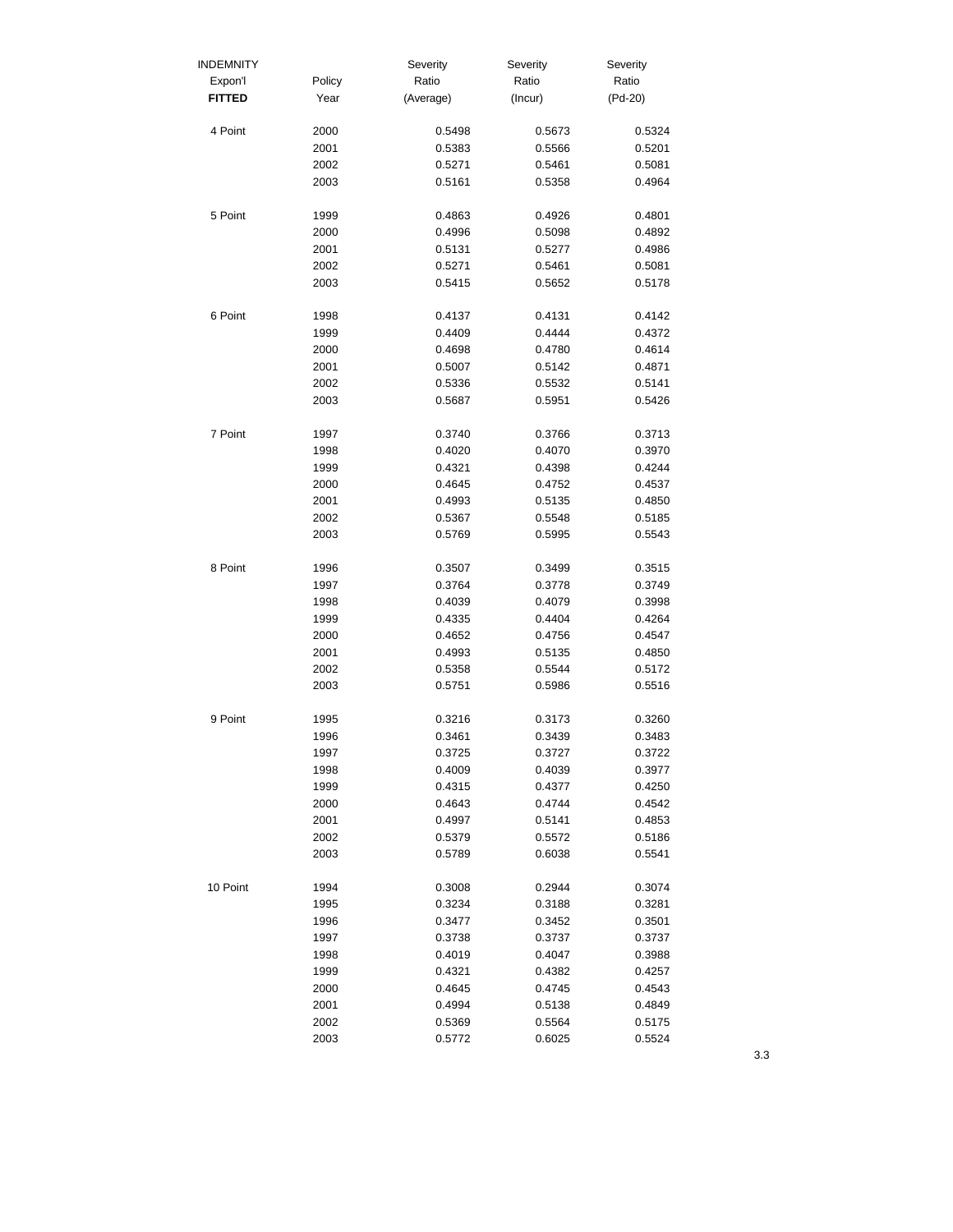| INDEMNITY Expon'l **FITTED** | Policy Year | Severity Ratio (Average) | Severity Ratio (Incur) | Severity Ratio (Pd-20) |
|---|---|---|---|---|
| 4 Point | 2000 | 0.5498 | 0.5673 | 0.5324 |
| | 2001 | 0.5383 | 0.5566 | 0.5201 |
| | 2002 | 0.5271 | 0.5461 | 0.5081 |
| | 2003 | 0.5161 | 0.5358 | 0.4964 |
| | | | | |
| 5 Point | 1999 | 0.4863 | 0.4926 | 0.4801 |
| | 2000 | 0.4996 | 0.5098 | 0.4892 |
| | 2001 | 0.5131 | 0.5277 | 0.4986 |
| | 2002 | 0.5271 | 0.5461 | 0.5081 |
| | 2003 | 0.5415 | 0.5652 | 0.5178 |
| | | | | |
| 6 Point | 1998 | 0.4137 | 0.4131 | 0.4142 |
| | 1999 | 0.4409 | 0.4444 | 0.4372 |
| | 2000 | 0.4698 | 0.4780 | 0.4614 |
| | 2001 | 0.5007 | 0.5142 | 0.4871 |
| | 2002 | 0.5336 | 0.5532 | 0.5141 |
| | 2003 | 0.5687 | 0.5951 | 0.5426 |
| | | | | |
| 7 Point | 1997 | 0.3740 | 0.3766 | 0.3713 |
| | 1998 | 0.4020 | 0.4070 | 0.3970 |
| | 1999 | 0.4321 | 0.4398 | 0.4244 |
| | 2000 | 0.4645 | 0.4752 | 0.4537 |
| | 2001 | 0.4993 | 0.5135 | 0.4850 |
| | 2002 | 0.5367 | 0.5548 | 0.5185 |
| | 2003 | 0.5769 | 0.5995 | 0.5543 |
| | | | | |
| 8 Point | 1996 | 0.3507 | 0.3499 | 0.3515 |
| | 1997 | 0.3764 | 0.3778 | 0.3749 |
| | 1998 | 0.4039 | 0.4079 | 0.3998 |
| | 1999 | 0.4335 | 0.4404 | 0.4264 |
| | 2000 | 0.4652 | 0.4756 | 0.4547 |
| | 2001 | 0.4993 | 0.5135 | 0.4850 |
| | 2002 | 0.5358 | 0.5544 | 0.5172 |
| | 2003 | 0.5751 | 0.5986 | 0.5516 |
| | | | | |
| 9 Point | 1995 | 0.3216 | 0.3173 | 0.3260 |
| | 1996 | 0.3461 | 0.3439 | 0.3483 |
| | 1997 | 0.3725 | 0.3727 | 0.3722 |
| | 1998 | 0.4009 | 0.4039 | 0.3977 |
| | 1999 | 0.4315 | 0.4377 | 0.4250 |
| | 2000 | 0.4643 | 0.4744 | 0.4542 |
| | 2001 | 0.4997 | 0.5141 | 0.4853 |
| | 2002 | 0.5379 | 0.5572 | 0.5186 |
| | 2003 | 0.5789 | 0.6038 | 0.5541 |
| | | | | |
| 10 Point | 1994 | 0.3008 | 0.2944 | 0.3074 |
| | 1995 | 0.3234 | 0.3188 | 0.3281 |
| | 1996 | 0.3477 | 0.3452 | 0.3501 |
| | 1997 | 0.3738 | 0.3737 | 0.3737 |
| | 1998 | 0.4019 | 0.4047 | 0.3988 |
| | 1999 | 0.4321 | 0.4382 | 0.4257 |
| | 2000 | 0.4645 | 0.4745 | 0.4543 |
| | 2001 | 0.4994 | 0.5138 | 0.4849 |
| | 2002 | 0.5369 | 0.5564 | 0.5175 |
| | 2003 | 0.5772 | 0.6025 | 0.5524 |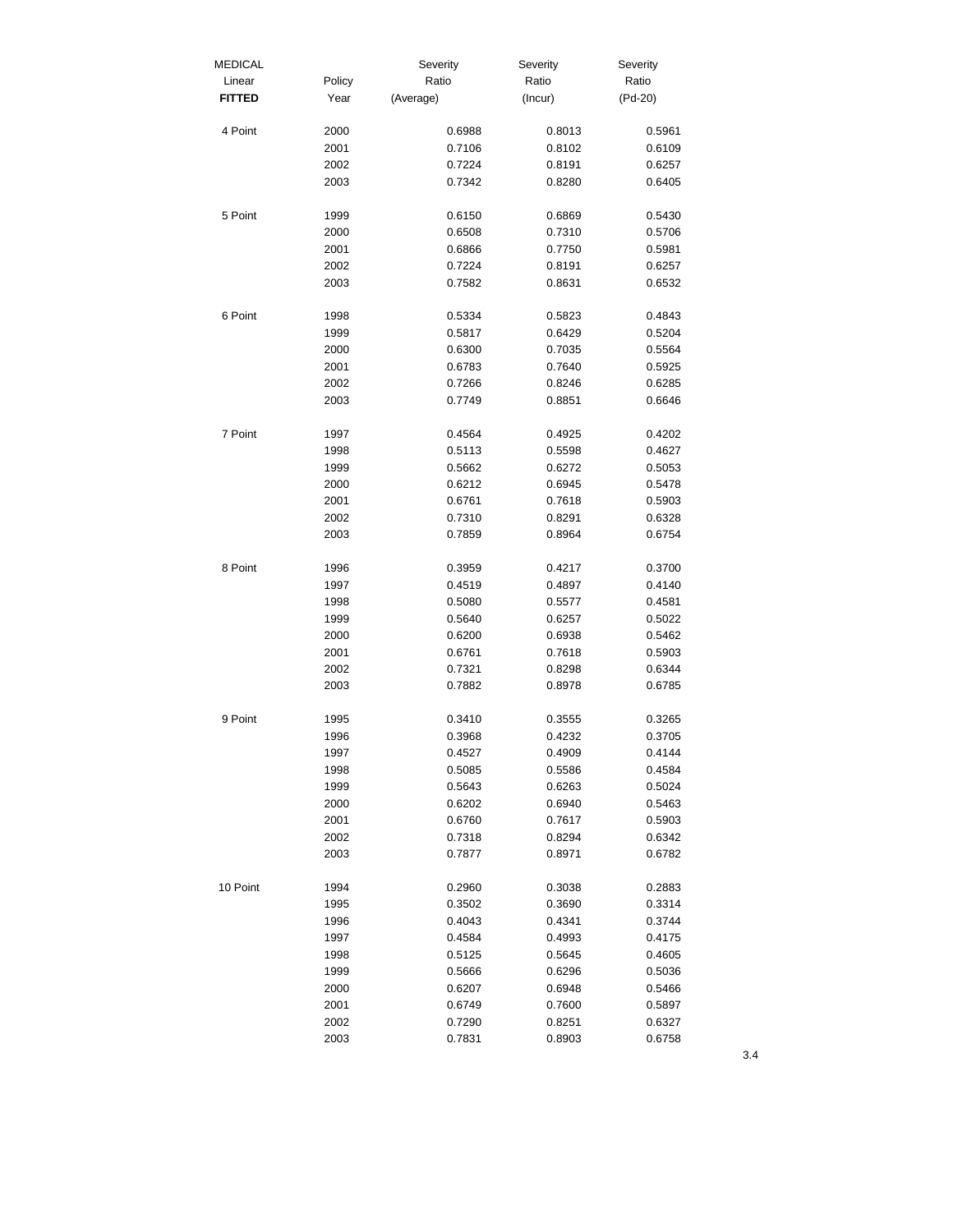| MEDICAL Linear **FITTED** | Policy Year | Severity Ratio (Average) | Severity Ratio (Incur) | Severity Ratio (Pd-20) |
|---|---|---|---|---|
| 4 Point | 2000 | 0.6988 | 0.8013 | 0.5961 |
| | 2001 | 0.7106 | 0.8102 | 0.6109 |
| | 2002 | 0.7224 | 0.8191 | 0.6257 |
| | 2003 | 0.7342 | 0.8280 | 0.6405 |
| | | | | |
| 5 Point | 1999 | 0.6150 | 0.6869 | 0.5430 |
| | 2000 | 0.6508 | 0.7310 | 0.5706 |
| | 2001 | 0.6866 | 0.7750 | 0.5981 |
| | 2002 | 0.7224 | 0.8191 | 0.6257 |
| | 2003 | 0.7582 | 0.8631 | 0.6532 |
| | | | | |
| 6 Point | 1998 | 0.5334 | 0.5823 | 0.4843 |
| | 1999 | 0.5817 | 0.6429 | 0.5204 |
| | 2000 | 0.6300 | 0.7035 | 0.5564 |
| | 2001 | 0.6783 | 0.7640 | 0.5925 |
| | 2002 | 0.7266 | 0.8246 | 0.6285 |
| | 2003 | 0.7749 | 0.8851 | 0.6646 |
| | | | | |
| 7 Point | 1997 | 0.4564 | 0.4925 | 0.4202 |
| | 1998 | 0.5113 | 0.5598 | 0.4627 |
| | 1999 | 0.5662 | 0.6272 | 0.5053 |
| | 2000 | 0.6212 | 0.6945 | 0.5478 |
| | 2001 | 0.6761 | 0.7618 | 0.5903 |
| | 2002 | 0.7310 | 0.8291 | 0.6328 |
| | 2003 | 0.7859 | 0.8964 | 0.6754 |
| | | | | |
| 8 Point | 1996 | 0.3959 | 0.4217 | 0.3700 |
| | 1997 | 0.4519 | 0.4897 | 0.4140 |
| | 1998 | 0.5080 | 0.5577 | 0.4581 |
| | 1999 | 0.5640 | 0.6257 | 0.5022 |
| | 2000 | 0.6200 | 0.6938 | 0.5462 |
| | 2001 | 0.6761 | 0.7618 | 0.5903 |
| | 2002 | 0.7321 | 0.8298 | 0.6344 |
| | 2003 | 0.7882 | 0.8978 | 0.6785 |
| | | | | |
| 9 Point | 1995 | 0.3410 | 0.3555 | 0.3265 |
| | 1996 | 0.3968 | 0.4232 | 0.3705 |
| | 1997 | 0.4527 | 0.4909 | 0.4144 |
| | 1998 | 0.5085 | 0.5586 | 0.4584 |
| | 1999 | 0.5643 | 0.6263 | 0.5024 |
| | 2000 | 0.6202 | 0.6940 | 0.5463 |
| | 2001 | 0.6760 | 0.7617 | 0.5903 |
| | 2002 | 0.7318 | 0.8294 | 0.6342 |
| | 2003 | 0.7877 | 0.8971 | 0.6782 |
| | | | | |
| 10 Point | 1994 | 0.2960 | 0.3038 | 0.2883 |
| | 1995 | 0.3502 | 0.3690 | 0.3314 |
| | 1996 | 0.4043 | 0.4341 | 0.3744 |
| | 1997 | 0.4584 | 0.4993 | 0.4175 |
| | 1998 | 0.5125 | 0.5645 | 0.4605 |
| | 1999 | 0.5666 | 0.6296 | 0.5036 |
| | 2000 | 0.6207 | 0.6948 | 0.5466 |
| | 2001 | 0.6749 | 0.7600 | 0.5897 |
| | 2002 | 0.7290 | 0.8251 | 0.6327 |
| | 2003 | 0.7831 | 0.8903 | 0.6758 |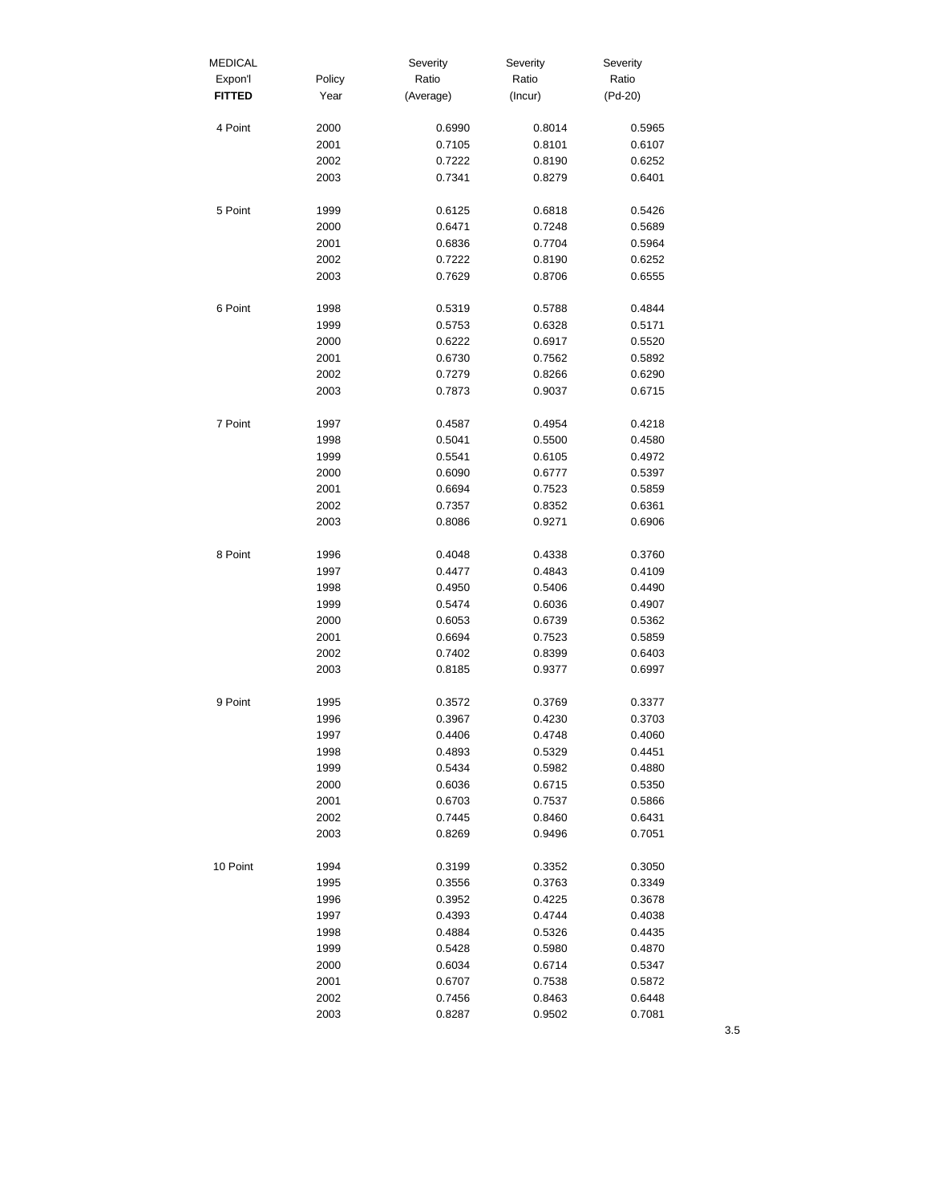| MEDICAL Expon'l **FITTED** | Policy Year | Severity Ratio (Average) | Severity Ratio (Incur) | Severity Ratio (Pd-20) |
|---|---|---|---|---|
| 4 Point | 2000 | 0.6990 | 0.8014 | 0.5965 |
| | 2001 | 0.7105 | 0.8101 | 0.6107 |
| | 2002 | 0.7222 | 0.8190 | 0.6252 |
| | 2003 | 0.7341 | 0.8279 | 0.6401 |
| 5 Point | 1999 | 0.6125 | 0.6818 | 0.5426 |
| | 2000 | 0.6471 | 0.7248 | 0.5689 |
| | 2001 | 0.6836 | 0.7704 | 0.5964 |
| | 2002 | 0.7222 | 0.8190 | 0.6252 |
| | 2003 | 0.7629 | 0.8706 | 0.6555 |
| 6 Point | 1998 | 0.5319 | 0.5788 | 0.4844 |
| | 1999 | 0.5753 | 0.6328 | 0.5171 |
| | 2000 | 0.6222 | 0.6917 | 0.5520 |
| | 2001 | 0.6730 | 0.7562 | 0.5892 |
| | 2002 | 0.7279 | 0.8266 | 0.6290 |
| | 2003 | 0.7873 | 0.9037 | 0.6715 |
| 7 Point | 1997 | 0.4587 | 0.4954 | 0.4218 |
| | 1998 | 0.5041 | 0.5500 | 0.4580 |
| | 1999 | 0.5541 | 0.6105 | 0.4972 |
| | 2000 | 0.6090 | 0.6777 | 0.5397 |
| | 2001 | 0.6694 | 0.7523 | 0.5859 |
| | 2002 | 0.7357 | 0.8352 | 0.6361 |
| | 2003 | 0.8086 | 0.9271 | 0.6906 |
| 8 Point | 1996 | 0.4048 | 0.4338 | 0.3760 |
| | 1997 | 0.4477 | 0.4843 | 0.4109 |
| | 1998 | 0.4950 | 0.5406 | 0.4490 |
| | 1999 | 0.5474 | 0.6036 | 0.4907 |
| | 2000 | 0.6053 | 0.6739 | 0.5362 |
| | 2001 | 0.6694 | 0.7523 | 0.5859 |
| | 2002 | 0.7402 | 0.8399 | 0.6403 |
| | 2003 | 0.8185 | 0.9377 | 0.6997 |
| 9 Point | 1995 | 0.3572 | 0.3769 | 0.3377 |
| | 1996 | 0.3967 | 0.4230 | 0.3703 |
| | 1997 | 0.4406 | 0.4748 | 0.4060 |
| | 1998 | 0.4893 | 0.5329 | 0.4451 |
| | 1999 | 0.5434 | 0.5982 | 0.4880 |
| | 2000 | 0.6036 | 0.6715 | 0.5350 |
| | 2001 | 0.6703 | 0.7537 | 0.5866 |
| | 2002 | 0.7445 | 0.8460 | 0.6431 |
| | 2003 | 0.8269 | 0.9496 | 0.7051 |
| 10 Point | 1994 | 0.3199 | 0.3352 | 0.3050 |
| | 1995 | 0.3556 | 0.3763 | 0.3349 |
| | 1996 | 0.3952 | 0.4225 | 0.3678 |
| | 1997 | 0.4393 | 0.4744 | 0.4038 |
| | 1998 | 0.4884 | 0.5326 | 0.4435 |
| | 1999 | 0.5428 | 0.5980 | 0.4870 |
| | 2000 | 0.6034 | 0.6714 | 0.5347 |
| | 2001 | 0.6707 | 0.7538 | 0.5872 |
| | 2002 | 0.7456 | 0.8463 | 0.6448 |
| | 2003 | 0.8287 | 0.9502 | 0.7081 |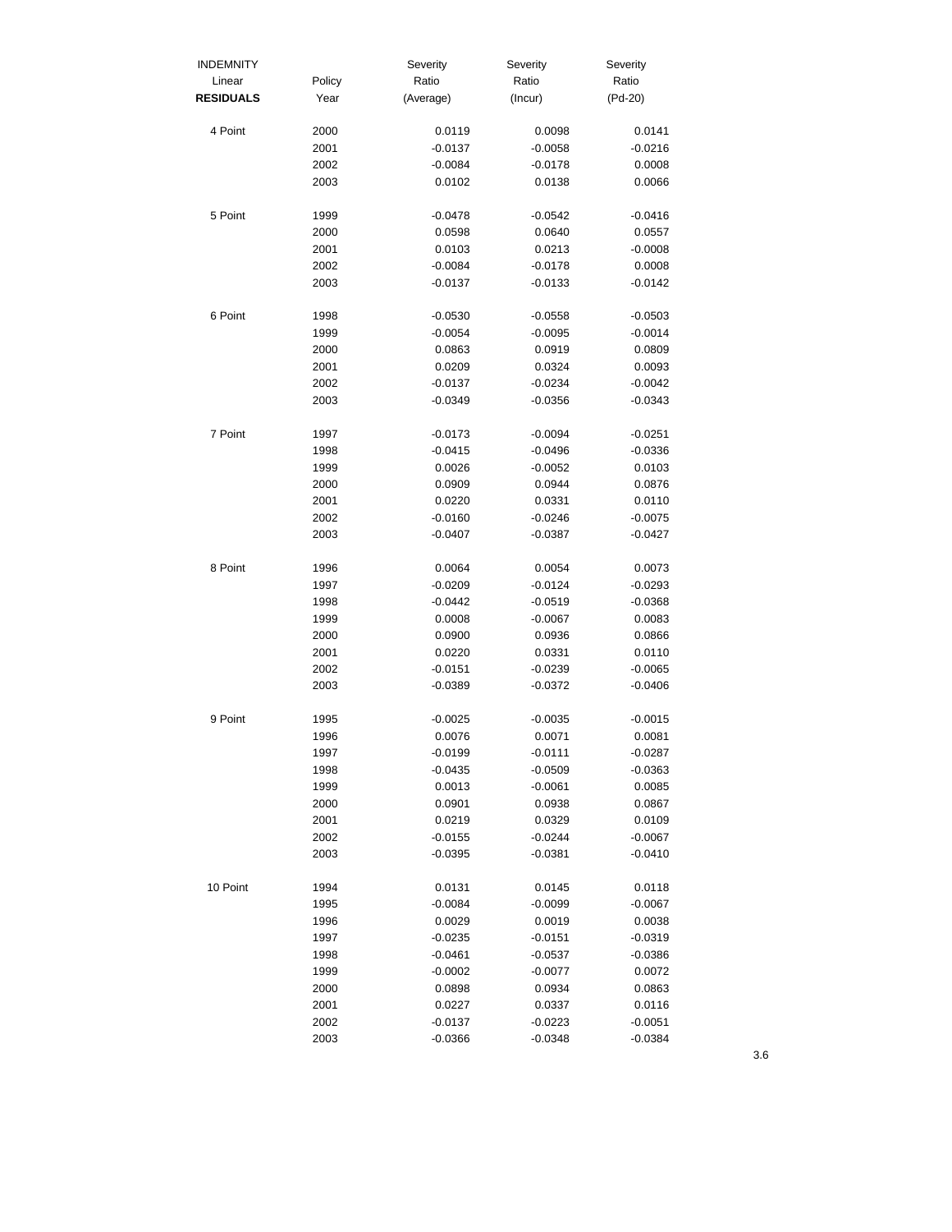| INDEMNITY Linear RESIDUALS | Policy Year | Severity Ratio (Average) | Severity Ratio (Incur) | Severity Ratio (Pd-20) |
|---|---|---|---|---|
| 4 Point | 2000 | 0.0119 | 0.0098 | 0.0141 |
| | 2001 | -0.0137 | -0.0058 | -0.0216 |
| | 2002 | -0.0084 | -0.0178 | 0.0008 |
| | 2003 | 0.0102 | 0.0138 | 0.0066 |
| 5 Point | 1999 | -0.0478 | -0.0542 | -0.0416 |
| | 2000 | 0.0598 | 0.0640 | 0.0557 |
| | 2001 | 0.0103 | 0.0213 | -0.0008 |
| | 2002 | -0.0084 | -0.0178 | 0.0008 |
| | 2003 | -0.0137 | -0.0133 | -0.0142 |
| 6 Point | 1998 | -0.0530 | -0.0558 | -0.0503 |
| | 1999 | -0.0054 | -0.0095 | -0.0014 |
| | 2000 | 0.0863 | 0.0919 | 0.0809 |
| | 2001 | 0.0209 | 0.0324 | 0.0093 |
| | 2002 | -0.0137 | -0.0234 | -0.0042 |
| | 2003 | -0.0349 | -0.0356 | -0.0343 |
| 7 Point | 1997 | -0.0173 | -0.0094 | -0.0251 |
| | 1998 | -0.0415 | -0.0496 | -0.0336 |
| | 1999 | 0.0026 | -0.0052 | 0.0103 |
| | 2000 | 0.0909 | 0.0944 | 0.0876 |
| | 2001 | 0.0220 | 0.0331 | 0.0110 |
| | 2002 | -0.0160 | -0.0246 | -0.0075 |
| | 2003 | -0.0407 | -0.0387 | -0.0427 |
| 8 Point | 1996 | 0.0064 | 0.0054 | 0.0073 |
| | 1997 | -0.0209 | -0.0124 | -0.0293 |
| | 1998 | -0.0442 | -0.0519 | -0.0368 |
| | 1999 | 0.0008 | -0.0067 | 0.0083 |
| | 2000 | 0.0900 | 0.0936 | 0.0866 |
| | 2001 | 0.0220 | 0.0331 | 0.0110 |
| | 2002 | -0.0151 | -0.0239 | -0.0065 |
| | 2003 | -0.0389 | -0.0372 | -0.0406 |
| 9 Point | 1995 | -0.0025 | -0.0035 | -0.0015 |
| | 1996 | 0.0076 | 0.0071 | 0.0081 |
| | 1997 | -0.0199 | -0.0111 | -0.0287 |
| | 1998 | -0.0435 | -0.0509 | -0.0363 |
| | 1999 | 0.0013 | -0.0061 | 0.0085 |
| | 2000 | 0.0901 | 0.0938 | 0.0867 |
| | 2001 | 0.0219 | 0.0329 | 0.0109 |
| | 2002 | -0.0155 | -0.0244 | -0.0067 |
| | 2003 | -0.0395 | -0.0381 | -0.0410 |
| 10 Point | 1994 | 0.0131 | 0.0145 | 0.0118 |
| | 1995 | -0.0084 | -0.0099 | -0.0067 |
| | 1996 | 0.0029 | 0.0019 | 0.0038 |
| | 1997 | -0.0235 | -0.0151 | -0.0319 |
| | 1998 | -0.0461 | -0.0537 | -0.0386 |
| | 1999 | -0.0002 | -0.0077 | 0.0072 |
| | 2000 | 0.0898 | 0.0934 | 0.0863 |
| | 2001 | 0.0227 | 0.0337 | 0.0116 |
| | 2002 | -0.0137 | -0.0223 | -0.0051 |
| | 2003 | -0.0366 | -0.0348 | -0.0384 |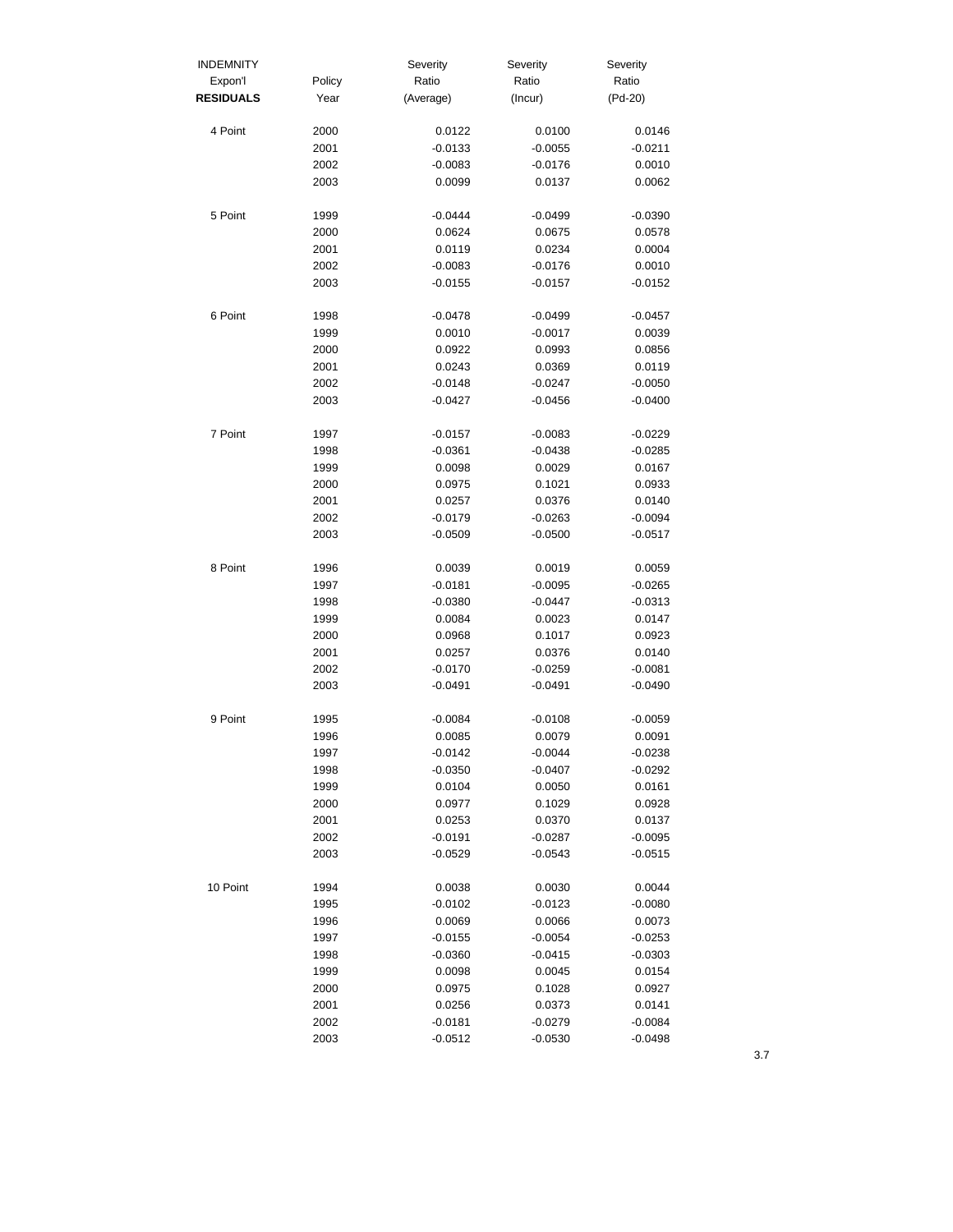| INDEMNITY Expon'l **RESIDUALS** | Policy Year | Severity Ratio (Average) | Severity Ratio (Incur) | Severity Ratio (Pd-20) |
|---|---|---|---|---|
| 4 Point | 2000 | 0.0122 | 0.0100 | 0.0146 |
| | 2001 | -0.0133 | -0.0055 | -0.0211 |
| | 2002 | -0.0083 | -0.0176 | 0.0010 |
| | 2003 | 0.0099 | 0.0137 | 0.0062 |
| 5 Point | 1999 | -0.0444 | -0.0499 | -0.0390 |
| | 2000 | 0.0624 | 0.0675 | 0.0578 |
| | 2001 | 0.0119 | 0.0234 | 0.0004 |
| | 2002 | -0.0083 | -0.0176 | 0.0010 |
| | 2003 | -0.0155 | -0.0157 | -0.0152 |
| 6 Point | 1998 | -0.0478 | -0.0499 | -0.0457 |
| | 1999 | 0.0010 | -0.0017 | 0.0039 |
| | 2000 | 0.0922 | 0.0993 | 0.0856 |
| | 2001 | 0.0243 | 0.0369 | 0.0119 |
| | 2002 | -0.0148 | -0.0247 | -0.0050 |
| | 2003 | -0.0427 | -0.0456 | -0.0400 |
| 7 Point | 1997 | -0.0157 | -0.0083 | -0.0229 |
| | 1998 | -0.0361 | -0.0438 | -0.0285 |
| | 1999 | 0.0098 | 0.0029 | 0.0167 |
| | 2000 | 0.0975 | 0.1021 | 0.0933 |
| | 2001 | 0.0257 | 0.0376 | 0.0140 |
| | 2002 | -0.0179 | -0.0263 | -0.0094 |
| | 2003 | -0.0509 | -0.0500 | -0.0517 |
| 8 Point | 1996 | 0.0039 | 0.0019 | 0.0059 |
| | 1997 | -0.0181 | -0.0095 | -0.0265 |
| | 1998 | -0.0380 | -0.0447 | -0.0313 |
| | 1999 | 0.0084 | 0.0023 | 0.0147 |
| | 2000 | 0.0968 | 0.1017 | 0.0923 |
| | 2001 | 0.0257 | 0.0376 | 0.0140 |
| | 2002 | -0.0170 | -0.0259 | -0.0081 |
| | 2003 | -0.0491 | -0.0491 | -0.0490 |
| 9 Point | 1995 | -0.0084 | -0.0108 | -0.0059 |
| | 1996 | 0.0085 | 0.0079 | 0.0091 |
| | 1997 | -0.0142 | -0.0044 | -0.0238 |
| | 1998 | -0.0350 | -0.0407 | -0.0292 |
| | 1999 | 0.0104 | 0.0050 | 0.0161 |
| | 2000 | 0.0977 | 0.1029 | 0.0928 |
| | 2001 | 0.0253 | 0.0370 | 0.0137 |
| | 2002 | -0.0191 | -0.0287 | -0.0095 |
| | 2003 | -0.0529 | -0.0543 | -0.0515 |
| 10 Point | 1994 | 0.0038 | 0.0030 | 0.0044 |
| | 1995 | -0.0102 | -0.0123 | -0.0080 |
| | 1996 | 0.0069 | 0.0066 | 0.0073 |
| | 1997 | -0.0155 | -0.0054 | -0.0253 |
| | 1998 | -0.0360 | -0.0415 | -0.0303 |
| | 1999 | 0.0098 | 0.0045 | 0.0154 |
| | 2000 | 0.0975 | 0.1028 | 0.0927 |
| | 2001 | 0.0256 | 0.0373 | 0.0141 |
| | 2002 | -0.0181 | -0.0279 | -0.0084 |
| | 2003 | -0.0512 | -0.0530 | -0.0498 |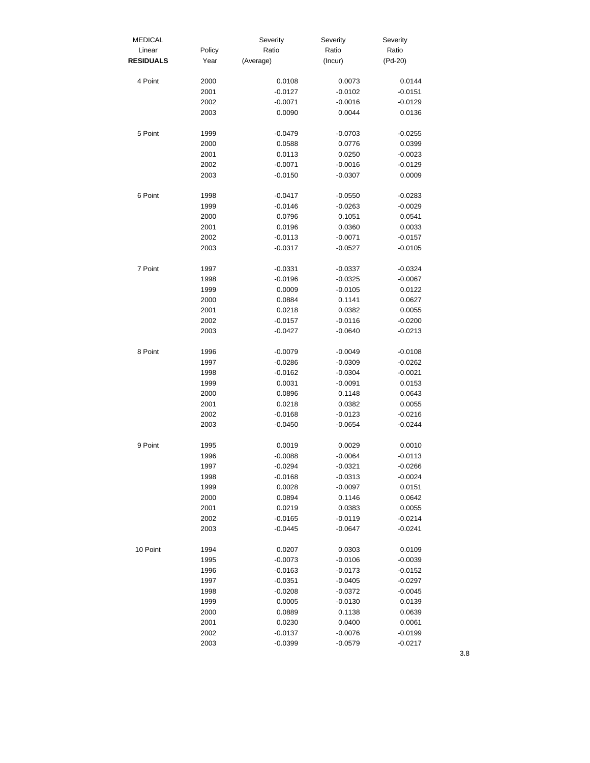| MEDICAL Linear **RESIDUALS** | Policy Year | Severity Ratio (Average) | Severity Ratio (Incur) | Severity Ratio (Pd-20) |
|---|---|---|---|---|
| 4 Point | 2000 | 0.0108 | 0.0073 | 0.0144 |
| | 2001 | -0.0127 | -0.0102 | -0.0151 |
| | 2002 | -0.0071 | -0.0016 | -0.0129 |
| | 2003 | 0.0090 | 0.0044 | 0.0136 |
| 5 Point | 1999 | -0.0479 | -0.0703 | -0.0255 |
| | 2000 | 0.0588 | 0.0776 | 0.0399 |
| | 2001 | 0.0113 | 0.0250 | -0.0023 |
| | 2002 | -0.0071 | -0.0016 | -0.0129 |
| | 2003 | -0.0150 | -0.0307 | 0.0009 |
| 6 Point | 1998 | -0.0417 | -0.0550 | -0.0283 |
| | 1999 | -0.0146 | -0.0263 | -0.0029 |
| | 2000 | 0.0796 | 0.1051 | 0.0541 |
| | 2001 | 0.0196 | 0.0360 | 0.0033 |
| | 2002 | -0.0113 | -0.0071 | -0.0157 |
| | 2003 | -0.0317 | -0.0527 | -0.0105 |
| 7 Point | 1997 | -0.0331 | -0.0337 | -0.0324 |
| | 1998 | -0.0196 | -0.0325 | -0.0067 |
| | 1999 | 0.0009 | -0.0105 | 0.0122 |
| | 2000 | 0.0884 | 0.1141 | 0.0627 |
| | 2001 | 0.0218 | 0.0382 | 0.0055 |
| | 2002 | -0.0157 | -0.0116 | -0.0200 |
| | 2003 | -0.0427 | -0.0640 | -0.0213 |
| 8 Point | 1996 | -0.0079 | -0.0049 | -0.0108 |
| | 1997 | -0.0286 | -0.0309 | -0.0262 |
| | 1998 | -0.0162 | -0.0304 | -0.0021 |
| | 1999 | 0.0031 | -0.0091 | 0.0153 |
| | 2000 | 0.0896 | 0.1148 | 0.0643 |
| | 2001 | 0.0218 | 0.0382 | 0.0055 |
| | 2002 | -0.0168 | -0.0123 | -0.0216 |
| | 2003 | -0.0450 | -0.0654 | -0.0244 |
| 9 Point | 1995 | 0.0019 | 0.0029 | 0.0010 |
| | 1996 | -0.0088 | -0.0064 | -0.0113 |
| | 1997 | -0.0294 | -0.0321 | -0.0266 |
| | 1998 | -0.0168 | -0.0313 | -0.0024 |
| | 1999 | 0.0028 | -0.0097 | 0.0151 |
| | 2000 | 0.0894 | 0.1146 | 0.0642 |
| | 2001 | 0.0219 | 0.0383 | 0.0055 |
| | 2002 | -0.0165 | -0.0119 | -0.0214 |
| | 2003 | -0.0445 | -0.0647 | -0.0241 |
| 10 Point | 1994 | 0.0207 | 0.0303 | 0.0109 |
| | 1995 | -0.0073 | -0.0106 | -0.0039 |
| | 1996 | -0.0163 | -0.0173 | -0.0152 |
| | 1997 | -0.0351 | -0.0405 | -0.0297 |
| | 1998 | -0.0208 | -0.0372 | -0.0045 |
| | 1999 | 0.0005 | -0.0130 | 0.0139 |
| | 2000 | 0.0889 | 0.1138 | 0.0639 |
| | 2001 | 0.0230 | 0.0400 | 0.0061 |
| | 2002 | -0.0137 | -0.0076 | -0.0199 |
| | 2003 | -0.0399 | -0.0579 | -0.0217 |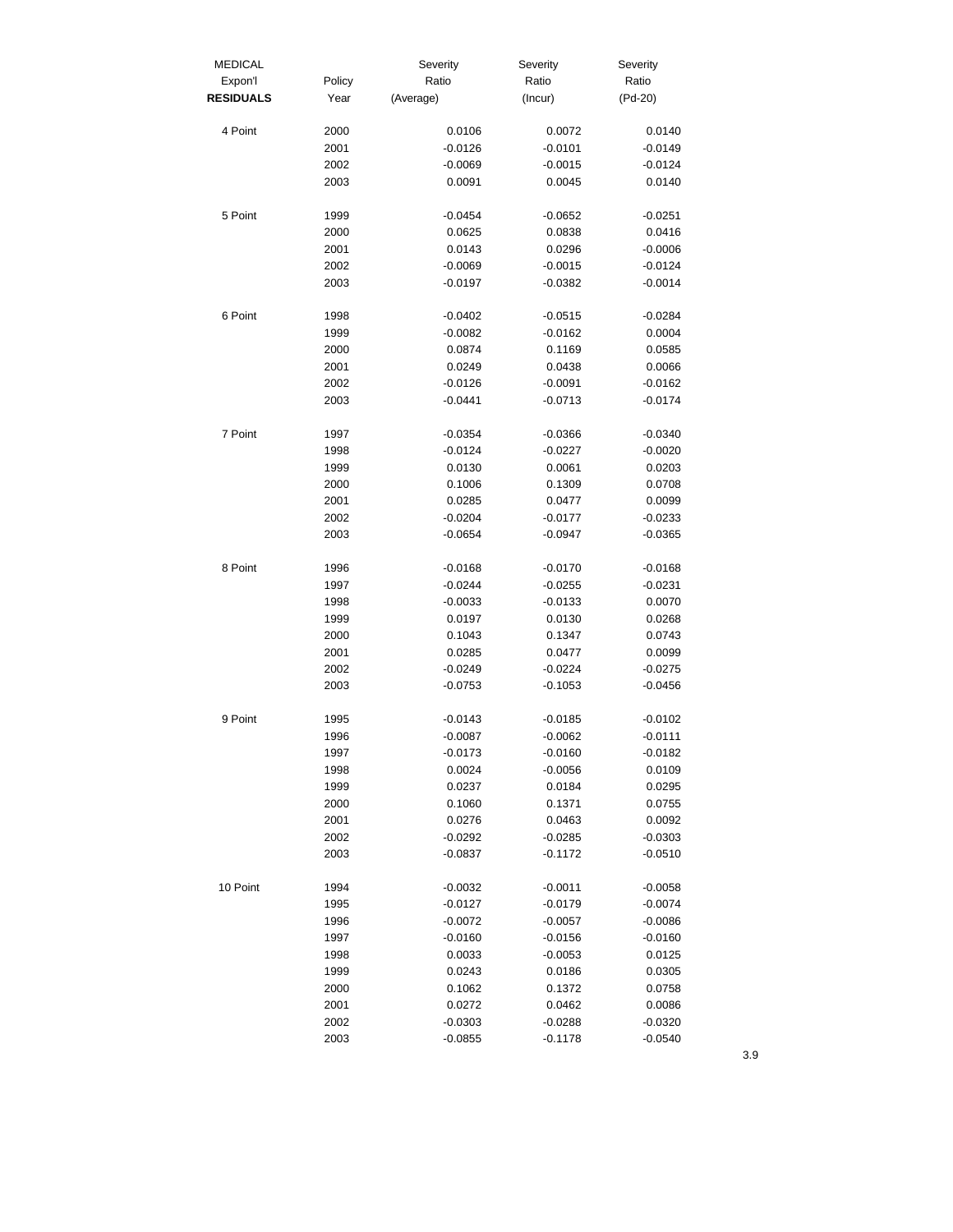| MEDICAL Expon'l **RESIDUALS** | Policy Year | Severity Ratio (Average) | Severity Ratio (Incur) | Severity Ratio (Pd-20) |
|---|---|---|---|---|
| 4 Point | 2000 | 0.0106 | 0.0072 | 0.0140 |
| | 2001 | -0.0126 | -0.0101 | -0.0149 |
| | 2002 | -0.0069 | -0.0015 | -0.0124 |
| | 2003 | 0.0091 | 0.0045 | 0.0140 |
| 5 Point | 1999 | -0.0454 | -0.0652 | -0.0251 |
| | 2000 | 0.0625 | 0.0838 | 0.0416 |
| | 2001 | 0.0143 | 0.0296 | -0.0006 |
| | 2002 | -0.0069 | -0.0015 | -0.0124 |
| | 2003 | -0.0197 | -0.0382 | -0.0014 |
| 6 Point | 1998 | -0.0402 | -0.0515 | -0.0284 |
| | 1999 | -0.0082 | -0.0162 | 0.0004 |
| | 2000 | 0.0874 | 0.1169 | 0.0585 |
| | 2001 | 0.0249 | 0.0438 | 0.0066 |
| | 2002 | -0.0126 | -0.0091 | -0.0162 |
| | 2003 | -0.0441 | -0.0713 | -0.0174 |
| 7 Point | 1997 | -0.0354 | -0.0366 | -0.0340 |
| | 1998 | -0.0124 | -0.0227 | -0.0020 |
| | 1999 | 0.0130 | 0.0061 | 0.0203 |
| | 2000 | 0.1006 | 0.1309 | 0.0708 |
| | 2001 | 0.0285 | 0.0477 | 0.0099 |
| | 2002 | -0.0204 | -0.0177 | -0.0233 |
| | 2003 | -0.0654 | -0.0947 | -0.0365 |
| 8 Point | 1996 | -0.0168 | -0.0170 | -0.0168 |
| | 1997 | -0.0244 | -0.0255 | -0.0231 |
| | 1998 | -0.0033 | -0.0133 | 0.0070 |
| | 1999 | 0.0197 | 0.0130 | 0.0268 |
| | 2000 | 0.1043 | 0.1347 | 0.0743 |
| | 2001 | 0.0285 | 0.0477 | 0.0099 |
| | 2002 | -0.0249 | -0.0224 | -0.0275 |
| | 2003 | -0.0753 | -0.1053 | -0.0456 |
| 9 Point | 1995 | -0.0143 | -0.0185 | -0.0102 |
| | 1996 | -0.0087 | -0.0062 | -0.0111 |
| | 1997 | -0.0173 | -0.0160 | -0.0182 |
| | 1998 | 0.0024 | -0.0056 | 0.0109 |
| | 1999 | 0.0237 | 0.0184 | 0.0295 |
| | 2000 | 0.1060 | 0.1371 | 0.0755 |
| | 2001 | 0.0276 | 0.0463 | 0.0092 |
| | 2002 | -0.0292 | -0.0285 | -0.0303 |
| | 2003 | -0.0837 | -0.1172 | -0.0510 |
| 10 Point | 1994 | -0.0032 | -0.0011 | -0.0058 |
| | 1995 | -0.0127 | -0.0179 | -0.0074 |
| | 1996 | -0.0072 | -0.0057 | -0.0086 |
| | 1997 | -0.0160 | -0.0156 | -0.0160 |
| | 1998 | 0.0033 | -0.0053 | 0.0125 |
| | 1999 | 0.0243 | 0.0186 | 0.0305 |
| | 2000 | 0.1062 | 0.1372 | 0.0758 |
| | 2001 | 0.0272 | 0.0462 | 0.0086 |
| | 2002 | -0.0303 | -0.0288 | -0.0320 |
| | 2003 | -0.0855 | -0.1178 | -0.0540 |